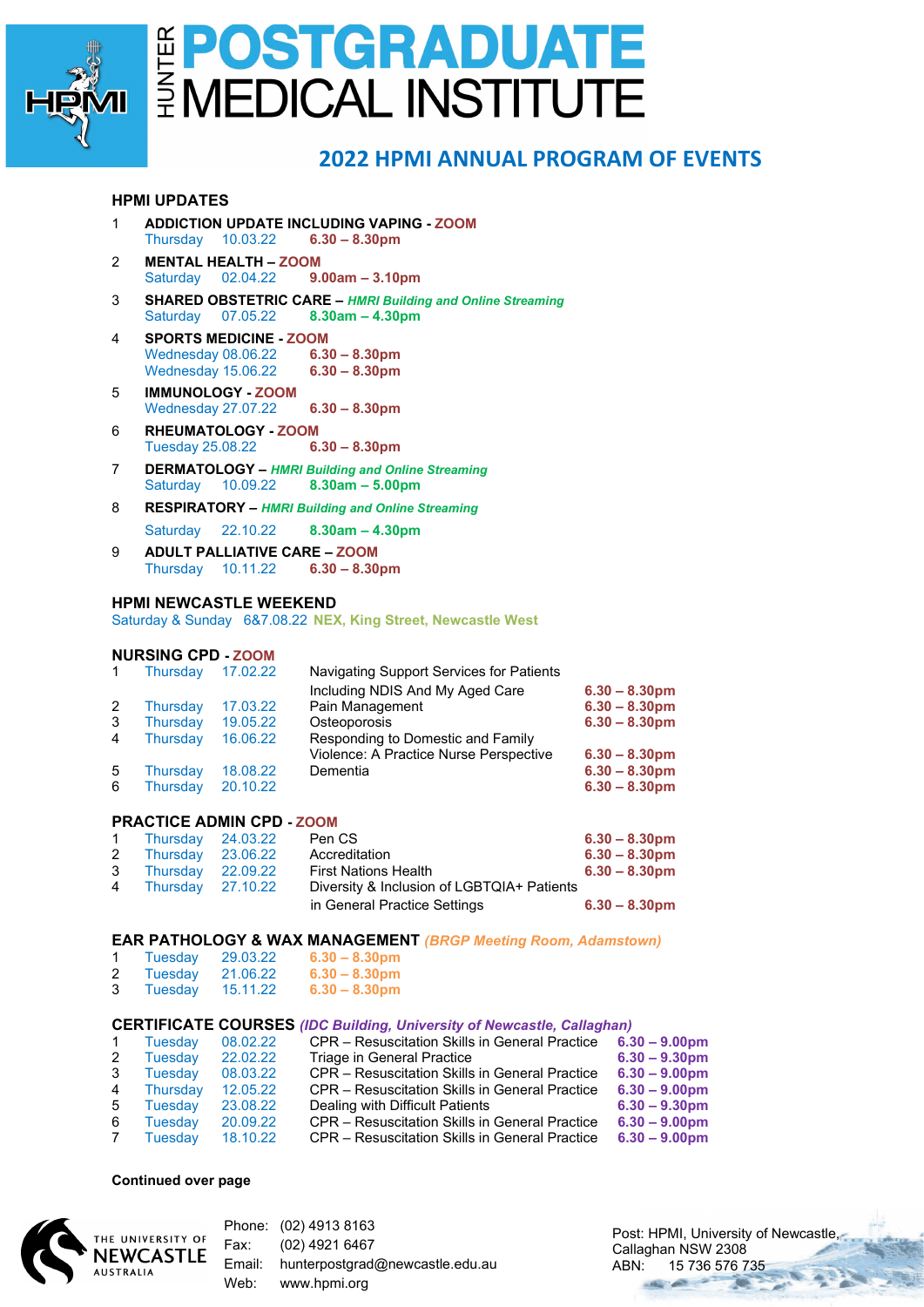# HUNTER POSTGRADUATE MEDICAL INSTITUTE

## 2022 HPMI ANNUAL PROGRAM OF EVENTS

### HPMI UPDATES

1. **ADDICTION UPDATE INCLUDING VAPING - ZOOM**
   Thursday 10.03.22 **6.30 – 8.30pm**
2. **MENTAL HEALTH – ZOOM**
   Saturday 02.04.22 **9.00am – 3.10pm**
3. **SHARED OBSTETRIC CARE –** ***HMRI Building and Online Streaming***
   Saturday 07.05.22 **8.30am – 4.30pm**
4. **SPORTS MEDICINE - ZOOM**
   Wednesday 08.06.22 **6.30 – 8.30pm**
   Wednesday 15.06.22 **6.30 – 8.30pm**
5. **IMMUNOLOGY - ZOOM**
   Wednesday 27.07.22 **6.30 – 8.30pm**
6. **RHEUMATOLOGY - ZOOM**
   Tuesday 25.08.22 **6.30 – 8.30pm**
7. **DERMATOLOGY –** ***HMRI Building and Online Streaming***
   Saturday 10.09.22 **8.30am – 5.00pm**
8. **RESPIRATORY –** ***HMRI Building and Online Streaming***
   Saturday 22.10.22 **8.30am – 4.30pm**
9. **ADULT PALLIATIVE CARE – ZOOM**
   Thursday 10.11.22 **6.30 – 8.30pm**

### HPMI NEWCASTLE WEEKEND

Saturday & Sunday 6&7.08.22 **NEX, King Street, Newcastle West**

### NURSING CPD - ZOOM

| # | Day | Date | Topic | Time |
|---|---|---|---|---|
| 1 | Thursday | 17.02.22 | Navigating Support Services for Patients Including NDIS And My Aged Care | **6.30 – 8.30pm** |
| 2 | Thursday | 17.03.22 | Pain Management | **6.30 – 8.30pm** |
| 3 | Thursday | 19.05.22 | Osteoporosis | **6.30 – 8.30pm** |
| 4 | Thursday | 16.06.22 | Responding to Domestic and Family Violence: A Practice Nurse Perspective | **6.30 – 8.30pm** |
| 5 | Thursday | 18.08.22 | Dementia | **6.30 – 8.30pm** |
| 6 | Thursday | 20.10.22 | | **6.30 – 8.30pm** |

### PRACTICE ADMIN CPD - ZOOM

| # | Day | Date | Topic | Time |
|---|---|---|---|---|
| 1 | Thursday | 24.03.22 | Pen CS | **6.30 – 8.30pm** |
| 2 | Thursday | 23.06.22 | Accreditation | **6.30 – 8.30pm** |
| 3 | Thursday | 22.09.22 | First Nations Health | **6.30 – 8.30pm** |
| 4 | Thursday | 27.10.22 | Diversity & Inclusion of LGBTQIA+ Patients in General Practice Settings | **6.30 – 8.30pm** |

### EAR PATHOLOGY & WAX MANAGEMENT *(BRGP Meeting Room, Adamstown)*

| # | Day | Date | Time |
|---|---|---|---|
| 1 | Tuesday | 29.03.22 | **6.30 – 8.30pm** |
| 2 | Tuesday | 21.06.22 | **6.30 – 8.30pm** |
| 3 | Tuesday | 15.11.22 | **6.30 – 8.30pm** |

### CERTIFICATE COURSES *(IDC Building, University of Newcastle, Callaghan)*

| # | Day | Date | Course | Time |
|---|---|---|---|---|
| 1 | Tuesday | 08.02.22 | CPR – Resuscitation Skills in General Practice | **6.30 – 9.00pm** |
| 2 | Tuesday | 22.02.22 | Triage in General Practice | **6.30 – 9.30pm** |
| 3 | Tuesday | 08.03.22 | CPR – Resuscitation Skills in General Practice | **6.30 – 9.00pm** |
| 4 | Thursday | 12.05.22 | CPR – Resuscitation Skills in General Practice | **6.30 – 9.00pm** |
| 5 | Tuesday | 23.08.22 | Dealing with Difficult Patients | **6.30 – 9.30pm** |
| 6 | Tuesday | 20.09.22 | CPR – Resuscitation Skills in General Practice | **6.30 – 9.00pm** |
| 7 | Tuesday | 18.10.22 | CPR – Resuscitation Skills in General Practice | **6.30 – 9.00pm** |

**Continued over page**

THE UNIVERSITY OF NEWCASTLE AUSTRALIA

Phone: (02) 4913 8163
Fax: (02) 4921 6467
Email: hunterpostgrad@newcastle.edu.au
Web: www.hpmi.org

Post: HPMI, University of Newcastle, Callaghan NSW 2308
ABN: 15 736 576 735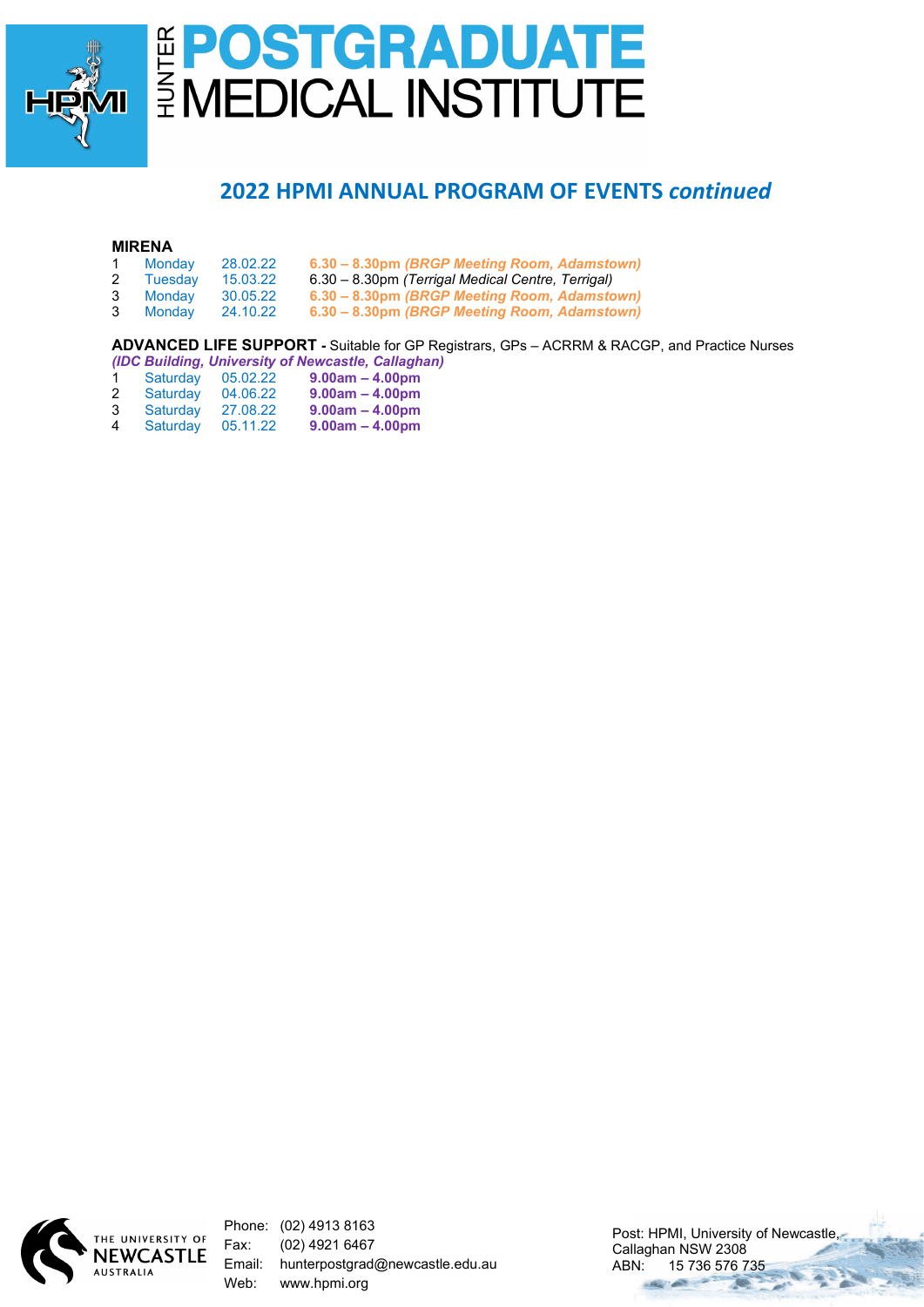# HUNTER POSTGRADUATE MEDICAL INSTITUTE

## 2022 HPMI ANNUAL PROGRAM OF EVENTS *continued*

**MIRENA**

| | | | |
|---|---|---|---|
| 1 | Monday | 28.02.22 | **6.30 – 8.30pm *(BRGP Meeting Room, Adamstown)*** |
| 2 | Tuesday | 15.03.22 | 6.30 – 8.30pm *(Terrigal Medical Centre, Terrigal)* |
| 3 | Monday | 30.05.22 | **6.30 – 8.30pm *(BRGP Meeting Room, Adamstown)*** |
| 3 | Monday | 24.10.22 | **6.30 – 8.30pm *(BRGP Meeting Room, Adamstown)*** |

**ADVANCED LIFE SUPPORT -** Suitable for GP Registrars, GPs – ACRRM & RACGP, and Practice Nurses
***(IDC Building, University of Newcastle, Callaghan)***

| | | | |
|---|---|---|---|
| 1 | Saturday | 05.02.22 | **9.00am – 4.00pm** |
| 2 | Saturday | 04.06.22 | **9.00am – 4.00pm** |
| 3 | Saturday | 27.08.22 | **9.00am – 4.00pm** |
| 4 | Saturday | 05.11.22 | **9.00am – 4.00pm** |

THE UNIVERSITY OF NEWCASTLE AUSTRALIA

Phone: (02) 4913 8163
Fax: (02) 4921 6467
Email: hunterpostgrad@newcastle.edu.au
Web: www.hpmi.org

Post: HPMI, University of Newcastle, Callaghan NSW 2308
ABN: 15 736 576 735